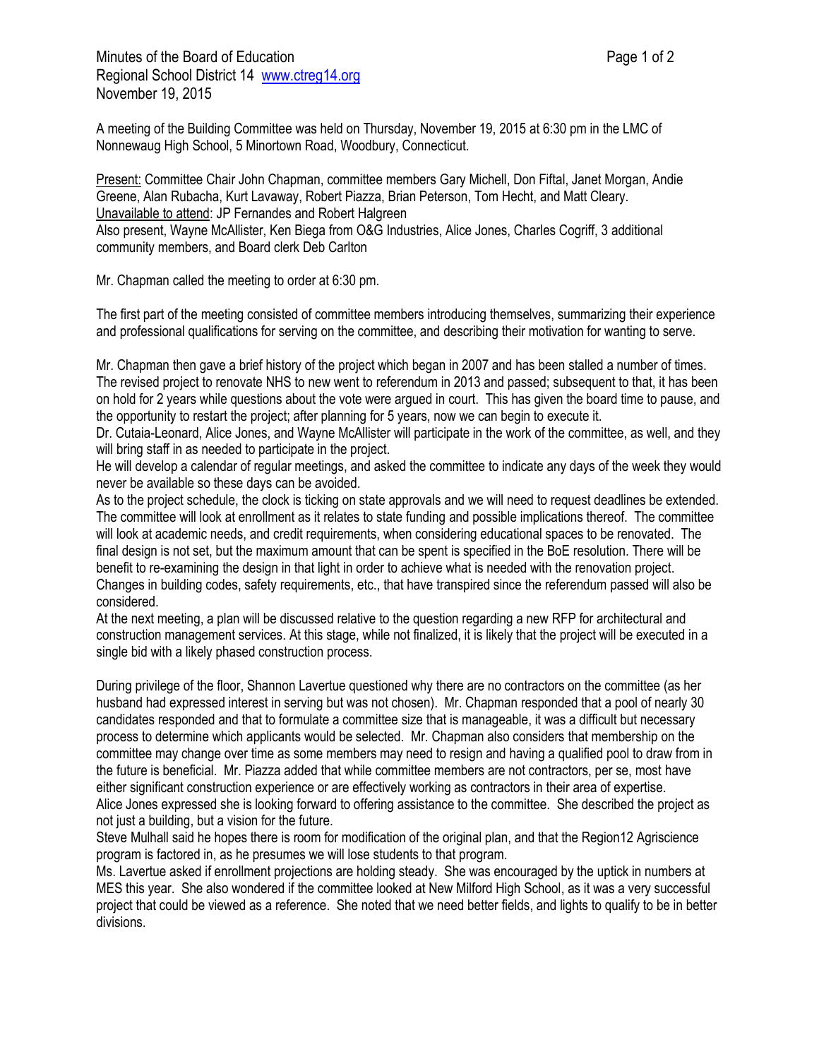Minutes of the Board of Education
Regional School District 14 www.ctreg14.org
November 19, 2015

A meeting of the Building Committee was held on Thursday, November 19, 2015 at 6:30 pm in the LMC of Nonnewaug High School, 5 Minortown Road, Woodbury, Connecticut.

Present: Committee Chair John Chapman, committee members Gary Michell, Don Fiftal, Janet Morgan, Andie Greene, Alan Rubacha, Kurt Lavaway, Robert Piazza, Brian Peterson, Tom Hecht, and Matt Cleary.
Unavailable to attend: JP Fernandes and Robert Halgreen
Also present, Wayne McAllister, Ken Biega from O&G Industries, Alice Jones, Charles Cogriff, 3 additional community members, and Board clerk Deb Carlton

Mr. Chapman called the meeting to order at 6:30 pm.

The first part of the meeting consisted of committee members introducing themselves, summarizing their experience and professional qualifications for serving on the committee, and describing their motivation for wanting to serve.

Mr. Chapman then gave a brief history of the project which began in 2007 and has been stalled a number of times. The revised project to renovate NHS to new went to referendum in 2013 and passed; subsequent to that, it has been on hold for 2 years while questions about the vote were argued in court. This has given the board time to pause, and the opportunity to restart the project; after planning for 5 years, now we can begin to execute it.
Dr. Cutaia-Leonard, Alice Jones, and Wayne McAllister will participate in the work of the committee, as well, and they will bring staff in as needed to participate in the project.
He will develop a calendar of regular meetings, and asked the committee to indicate any days of the week they would never be available so these days can be avoided.
As to the project schedule, the clock is ticking on state approvals and we will need to request deadlines be extended. The committee will look at enrollment as it relates to state funding and possible implications thereof. The committee will look at academic needs, and credit requirements, when considering educational spaces to be renovated. The final design is not set, but the maximum amount that can be spent is specified in the BoE resolution. There will be benefit to re-examining the design in that light in order to achieve what is needed with the renovation project. Changes in building codes, safety requirements, etc., that have transpired since the referendum passed will also be considered.
At the next meeting, a plan will be discussed relative to the question regarding a new RFP for architectural and construction management services. At this stage, while not finalized, it is likely that the project will be executed in a single bid with a likely phased construction process.

During privilege of the floor, Shannon Lavertue questioned why there are no contractors on the committee (as her husband had expressed interest in serving but was not chosen). Mr. Chapman responded that a pool of nearly 30 candidates responded and that to formulate a committee size that is manageable, it was a difficult but necessary process to determine which applicants would be selected. Mr. Chapman also considers that membership on the committee may change over time as some members may need to resign and having a qualified pool to draw from in the future is beneficial. Mr. Piazza added that while committee members are not contractors, per se, most have either significant construction experience or are effectively working as contractors in their area of expertise.
Alice Jones expressed she is looking forward to offering assistance to the committee. She described the project as not just a building, but a vision for the future.
Steve Mulhall said he hopes there is room for modification of the original plan, and that the Region12 Agriscience program is factored in, as he presumes we will lose students to that program.
Ms. Lavertue asked if enrollment projections are holding steady. She was encouraged by the uptick in numbers at MES this year. She also wondered if the committee looked at New Milford High School, as it was a very successful project that could be viewed as a reference. She noted that we need better fields, and lights to qualify to be in better divisions.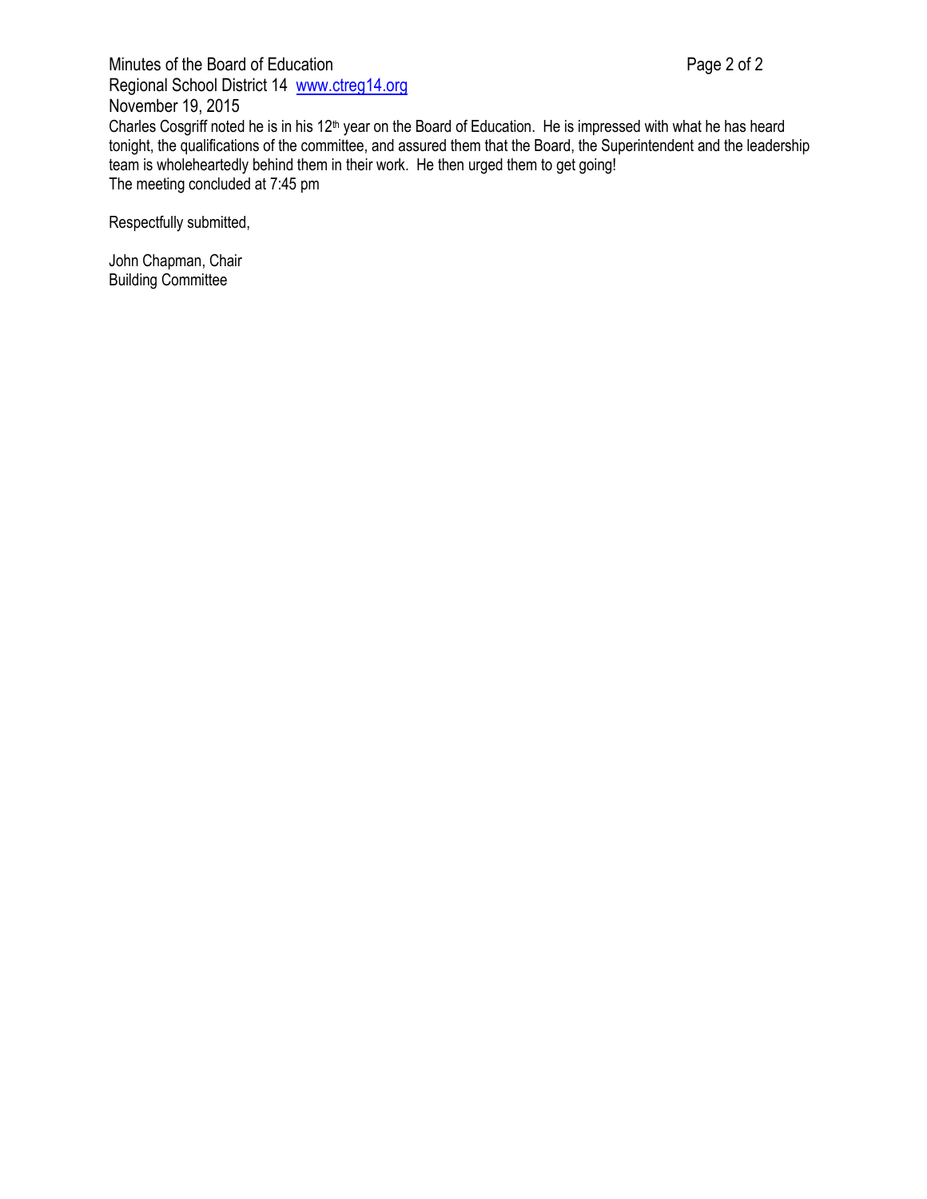Charles Cosgriff noted he is in his 12th year on the Board of Education. He is impressed with what he has heard tonight, the qualifications of the committee, and assured them that the Board, the Superintendent and the leadership team is wholeheartedly behind them in their work. He then urged them to get going!
The meeting concluded at 7:45 pm

Respectfully submitted,

John Chapman, Chair
Building Committee